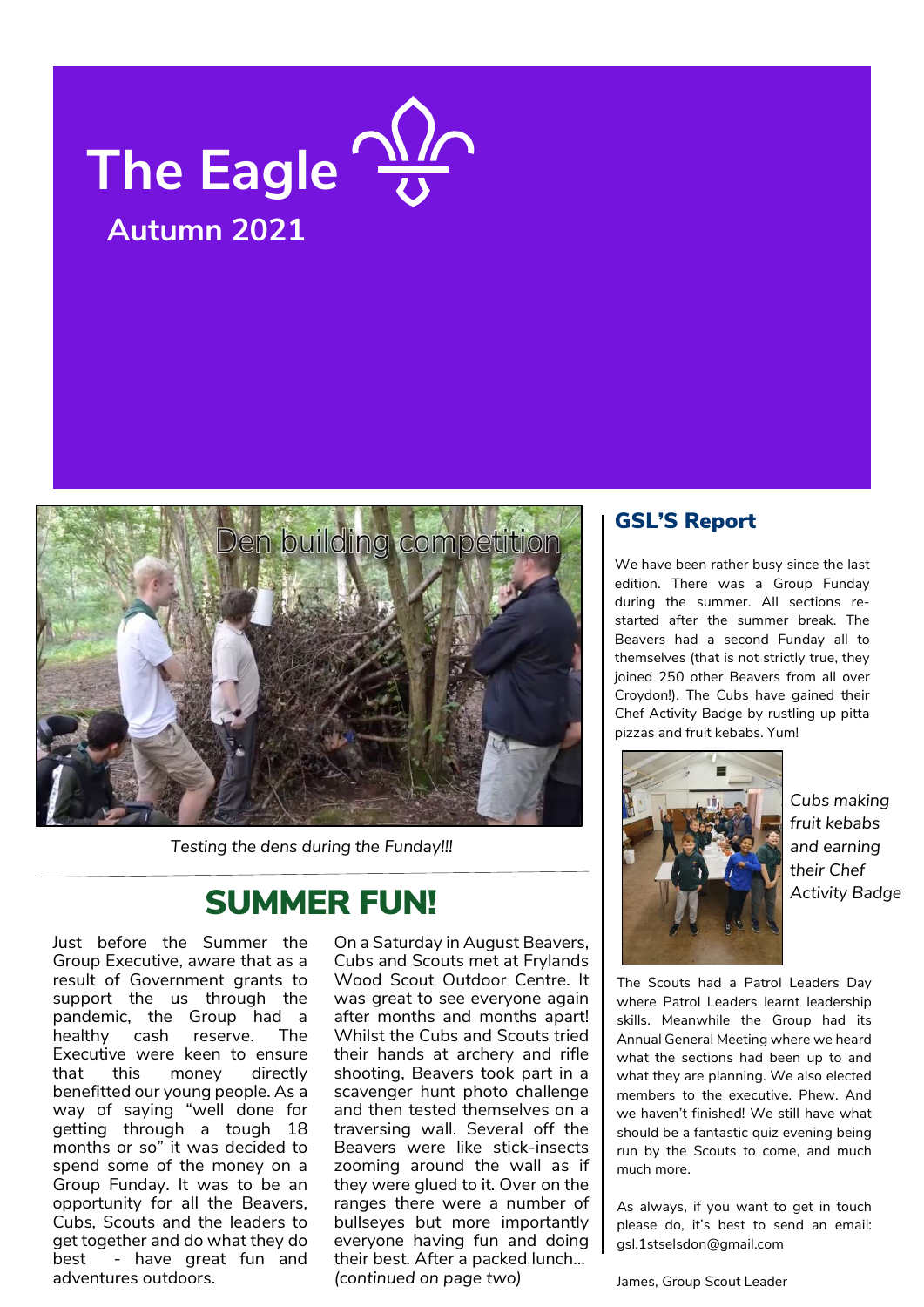# The Eagle

**Autumn 2021**

*Testing the dens during the Funday!!!*

## SUMMER FUN!

Just before the Summer the Group Executive, aware that as a result of Government grants to support the us through the pandemic, the Group had a healthy cash reserve. The Executive were keen to ensure that this money directly benefitted our young people. As a way of saying "well done for getting through a tough 18 months or so" it was decided to spend some of the money on a Group Funday. It was to be an opportunity for all the Beavers, Cubs, Scouts and the leaders to get together and do what they do best - have great fun and adventures outdoors.

On a Saturday in August Beavers, Cubs and Scouts met at Frylands Wood Scout Outdoor Centre. It was great to see everyone again after months and months apart! Whilst the Cubs and Scouts tried their hands at archery and rifle shooting, Beavers took part in a scavenger hunt photo challenge and then tested themselves on a traversing wall. Several off the Beavers were like stick-insects zooming around the wall as if they were glued to it. Over on the ranges there were a number of bullseyes but more importantly everyone having fun and doing their best. After a packed lunch… *(continued on page two)*

### GSL'S Report

We have been rather busy since the last edition. There was a Group Funday during the summer. All sections re-started after the summer break. The Beavers had a second Funday all to themselves (that is not strictly true, they joined 250 other Beavers from all over Croydon!). The Cubs have gained their Chef Activity Badge by rustling up pitta pizzas and fruit kebabs. Yum!

*Cubs making fruit kebabs and earning their Chef Activity Badge*

The Scouts had a Patrol Leaders Day where Patrol Leaders learnt leadership skills. Meanwhile the Group had its Annual General Meeting where we heard what the sections had been up to and what they are planning. We also elected members to the executive. Phew. And we haven't finished! We still have what should be a fantastic quiz evening being run by the Scouts to come, and much much more.

As always, if you want to get in touch please do, it's best to send an email: gsl.1stselsdon@gmail.com

James, Group Scout Leader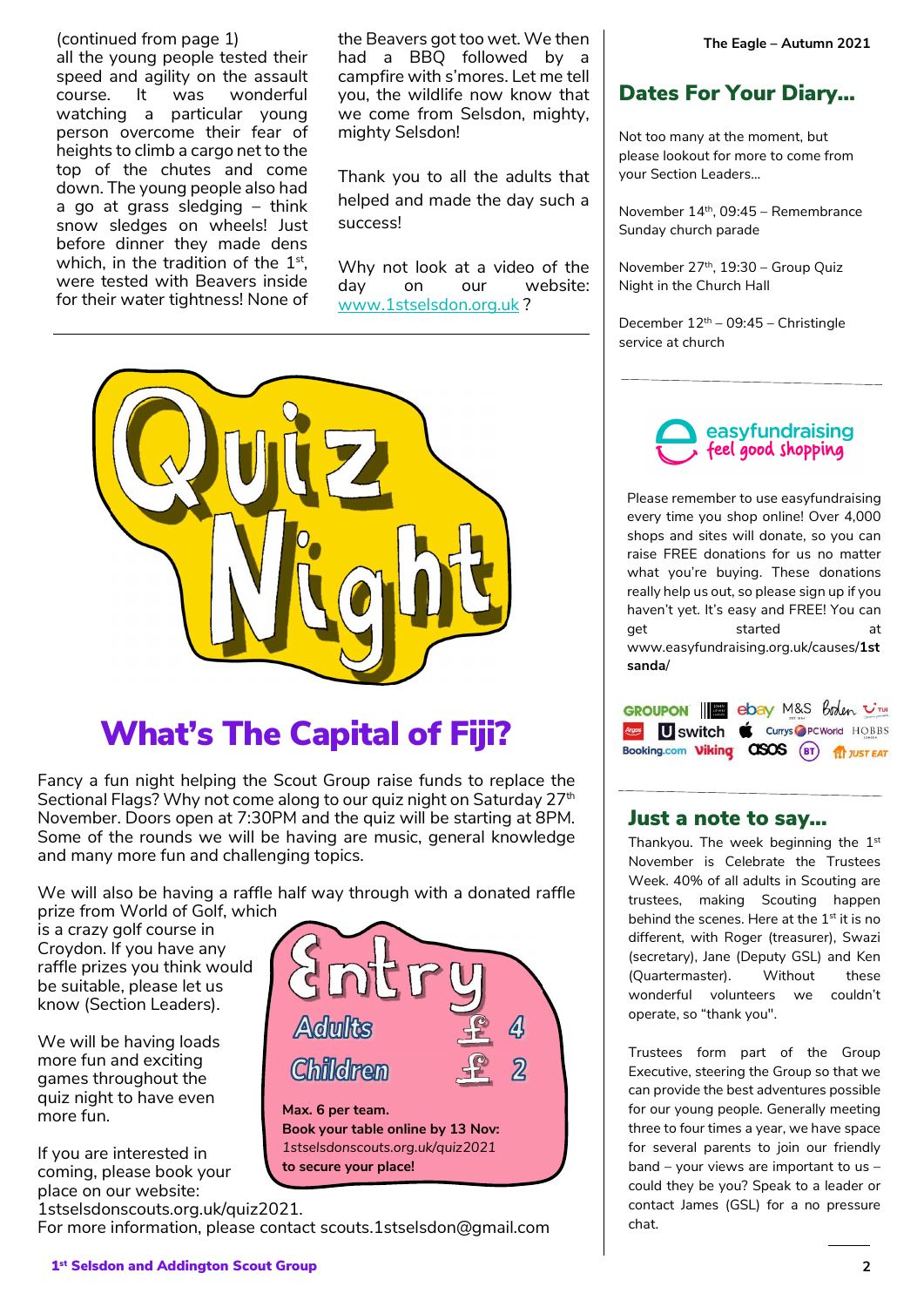(continued from page 1)
all the young people tested their speed and agility on the assault course. It was wonderful watching a particular young person overcome their fear of heights to climb a cargo net to the top of the chutes and come down. The young people also had a go at grass sledging – think snow sledges on wheels! Just before dinner they made dens which, in the tradition of the 1st, were tested with Beavers inside for their water tightness! None of the Beavers got too wet. We then had a BBQ followed by a campfire with s'mores. Let me tell you, the wildlife now know that we come from Selsdon, mighty, mighty Selsdon!

Thank you to all the adults that helped and made the day such a success!

Why not look at a video of the day on our website: [www.1stselsdon.org.uk](www.1stselsdon.org.uk) ?

# Quiz Night

## What's The Capital of Fiji?

Fancy a fun night helping the Scout Group raise funds to replace the Sectional Flags? Why not come along to our quiz night on Saturday 27th November. Doors open at 7:30PM and the quiz will be starting at 8PM. Some of the rounds we will be having are music, general knowledge and many more fun and challenging topics.

We will also be having a raffle half way through with a donated raffle prize from World of Golf, which is a crazy golf course in Croydon. If you have any raffle prizes you think would be suitable, please let us know (Section Leaders).

We will be having loads more fun and exciting games throughout the quiz night to have even more fun.

If you are interested in coming, please book your place on our website: 1stselsdonscouts.org.uk/quiz2021.
For more information, please contact scouts.1stselsdon@gmail.com

**Entry**

Adults £ 4
Children £ 2

**Max. 6 per team.**
**Book your table online by 13 Nov:**
*1stselsdonscouts.org.uk/quiz2021*
**to secure your place!**

## Dates For Your Diary...

Not too many at the moment, but please lookout for more to come from your Section Leaders...

November 14th, 09:45 – Remembrance Sunday church parade

November 27th, 19:30 – Group Quiz Night in the Church Hall

December 12th – 09:45 – Christingle service at church

easyfundraising
feel good shopping

Please remember to use easyfundraising every time you shop online! Over 4,000 shops and sites will donate, so you can raise FREE donations for us no matter what you're buying. These donations really help us out, so please sign up if you haven't yet. It's easy and FREE! You can get started at www.easyfundraising.org.uk/causes/**1st sanda**/

GROUPON, John Lewis, ebay, M&S, Boden, TUI, Argos, switch, Apple, Currys PC World, HOBBS, Booking.com, Viking, asos, BT, Just Eat

## Just a note to say...

Thankyou. The week beginning the 1st November is Celebrate the Trustees Week. 40% of all adults in Scouting are trustees, making Scouting happen behind the scenes. Here at the 1st it is no different, with Roger (treasurer), Swazi (secretary), Jane (Deputy GSL) and Ken (Quartermaster). Without these wonderful volunteers we couldn't operate, so "thank you".

Trustees form part of the Group Executive, steering the Group so that we can provide the best adventures possible for our young people. Generally meeting three to four times a year, we have space for several parents to join our friendly band – your views are important to us – could they be you? Speak to a leader or contact James (GSL) for a no pressure chat.